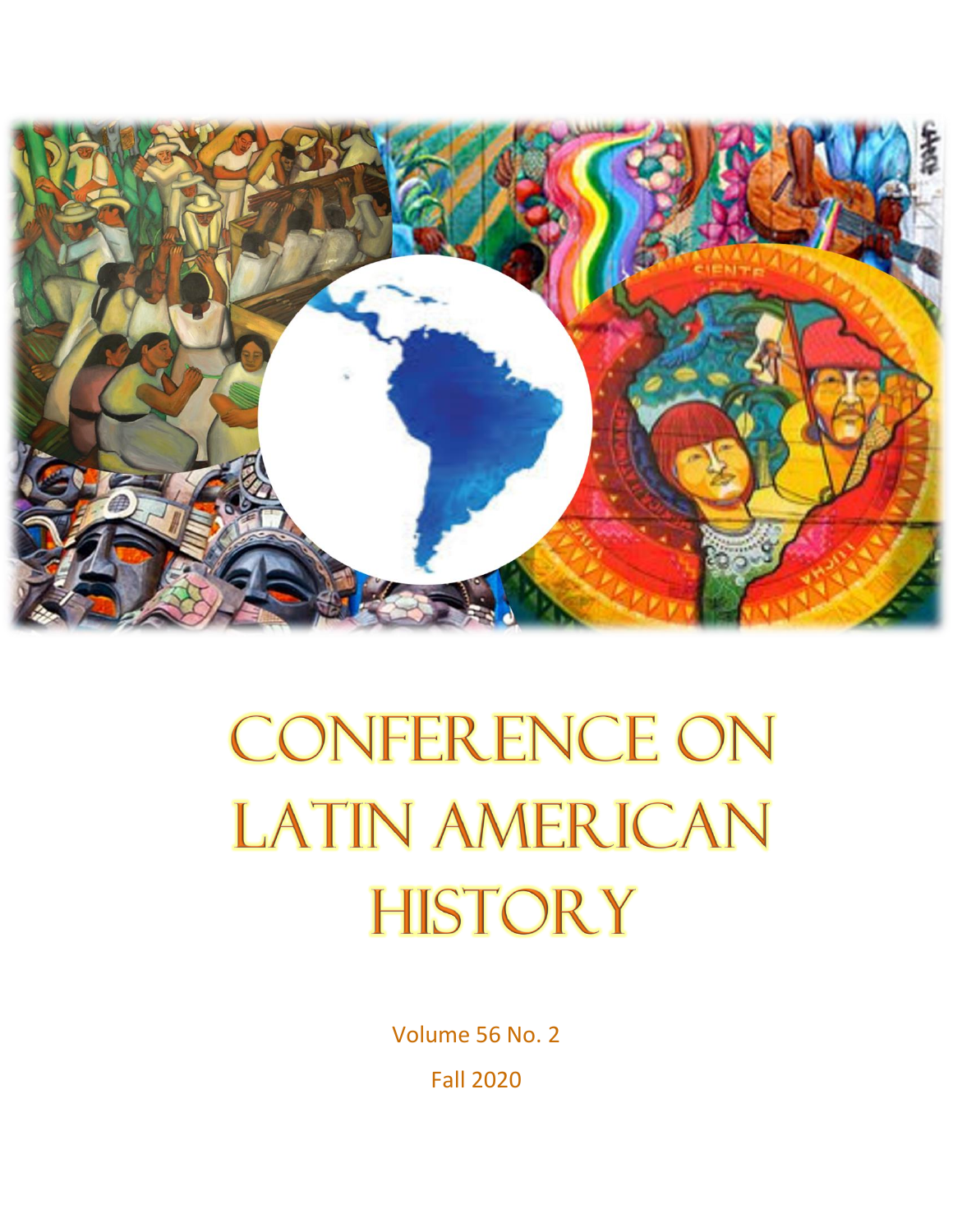# CONFERENCE ON LATIN AMERICAN HISTORY

Volume 56 No. 2

Fall 2020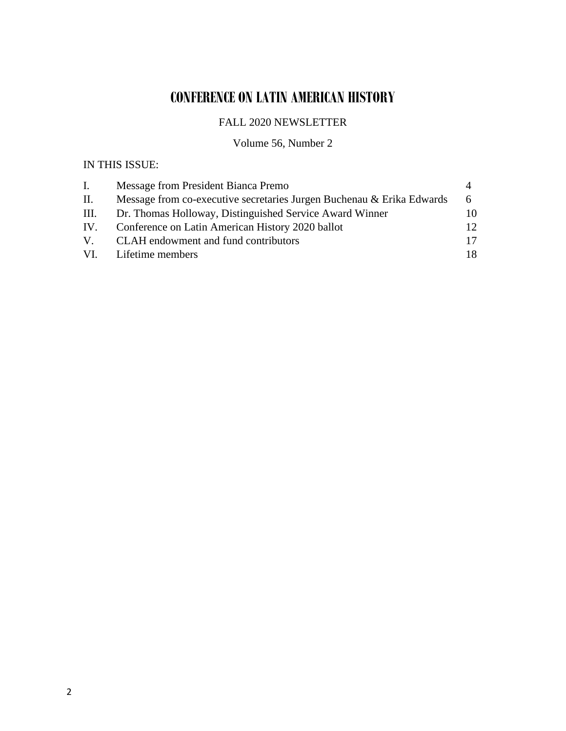# CONFERENCE ON LATIN AMERICAN HISTORY

FALL 2020 NEWSLETTER

Volume 56, Number 2

IN THIS ISSUE:

| | | |
|---|---|---|
| I. | Message from President Bianca Premo | 4 |
| II. | Message from co-executive secretaries Jurgen Buchenau & Erika Edwards | 6 |
| III. | Dr. Thomas Holloway, Distinguished Service Award Winner | 10 |
| IV. | Conference on Latin American History 2020 ballot | 12 |
| V. | CLAH endowment and fund contributors | 17 |
| VI. | Lifetime members | 18 |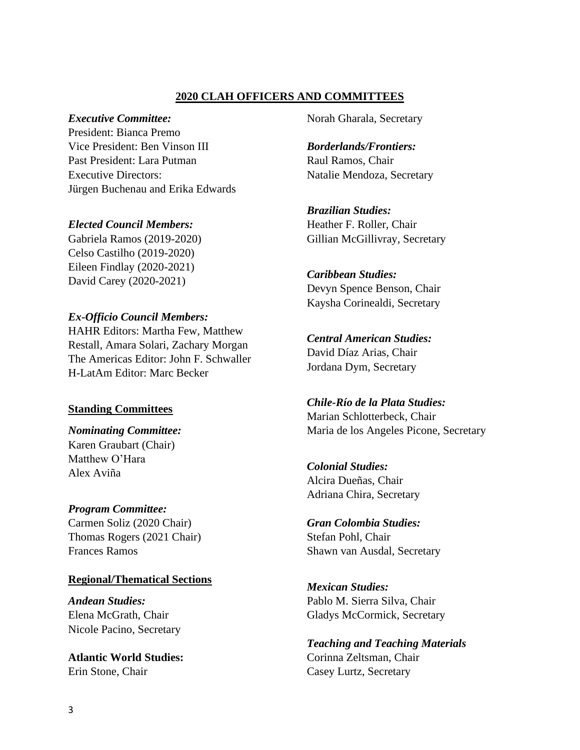# 2020 CLAH OFFICERS AND COMMITTEES

***Executive Committee:***
President: Bianca Premo
Vice President: Ben Vinson III
Past President: Lara Putman
Executive Directors:
Jürgen Buchenau and Erika Edwards

***Elected Council Members:***
Gabriela Ramos (2019-2020)
Celso Castilho (2019-2020)
Eileen Findlay (2020-2021)
David Carey (2020-2021)

***Ex-Officio Council Members:***
HAHR Editors: Martha Few, Matthew Restall, Amara Solari, Zachary Morgan
The Americas Editor: John F. Schwaller
H-LatAm Editor: Marc Becker

## Standing Committees

***Nominating Committee:***
Karen Graubart (Chair)
Matthew O'Hara
Alex Aviña

***Program Committee:***
Carmen Soliz (2020 Chair)
Thomas Rogers (2021 Chair)
Frances Ramos

## Regional/Thematical Sections

***Andean Studies:***
Elena McGrath, Chair
Nicole Pacino, Secretary

**Atlantic World Studies:**
Erin Stone, Chair
Norah Gharala, Secretary

***Borderlands/Frontiers:***
Raul Ramos, Chair
Natalie Mendoza, Secretary

***Brazilian Studies:***
Heather F. Roller, Chair
Gillian McGillivray, Secretary

***Caribbean Studies:***
Devyn Spence Benson, Chair
Kaysha Corinealdi, Secretary

***Central American Studies:***
David Díaz Arias, Chair
Jordana Dym, Secretary

***Chile-Río de la Plata Studies:***
Marian Schlotterbeck, Chair
Maria de los Angeles Picone, Secretary

***Colonial Studies:***
Alcira Dueñas, Chair
Adriana Chira, Secretary

***Gran Colombia Studies:***
Stefan Pohl, Chair
Shawn van Ausdal, Secretary

***Mexican Studies:***
Pablo M. Sierra Silva, Chair
Gladys McCormick, Secretary

***Teaching and Teaching Materials***
Corinna Zeltsman, Chair
Casey Lurtz, Secretary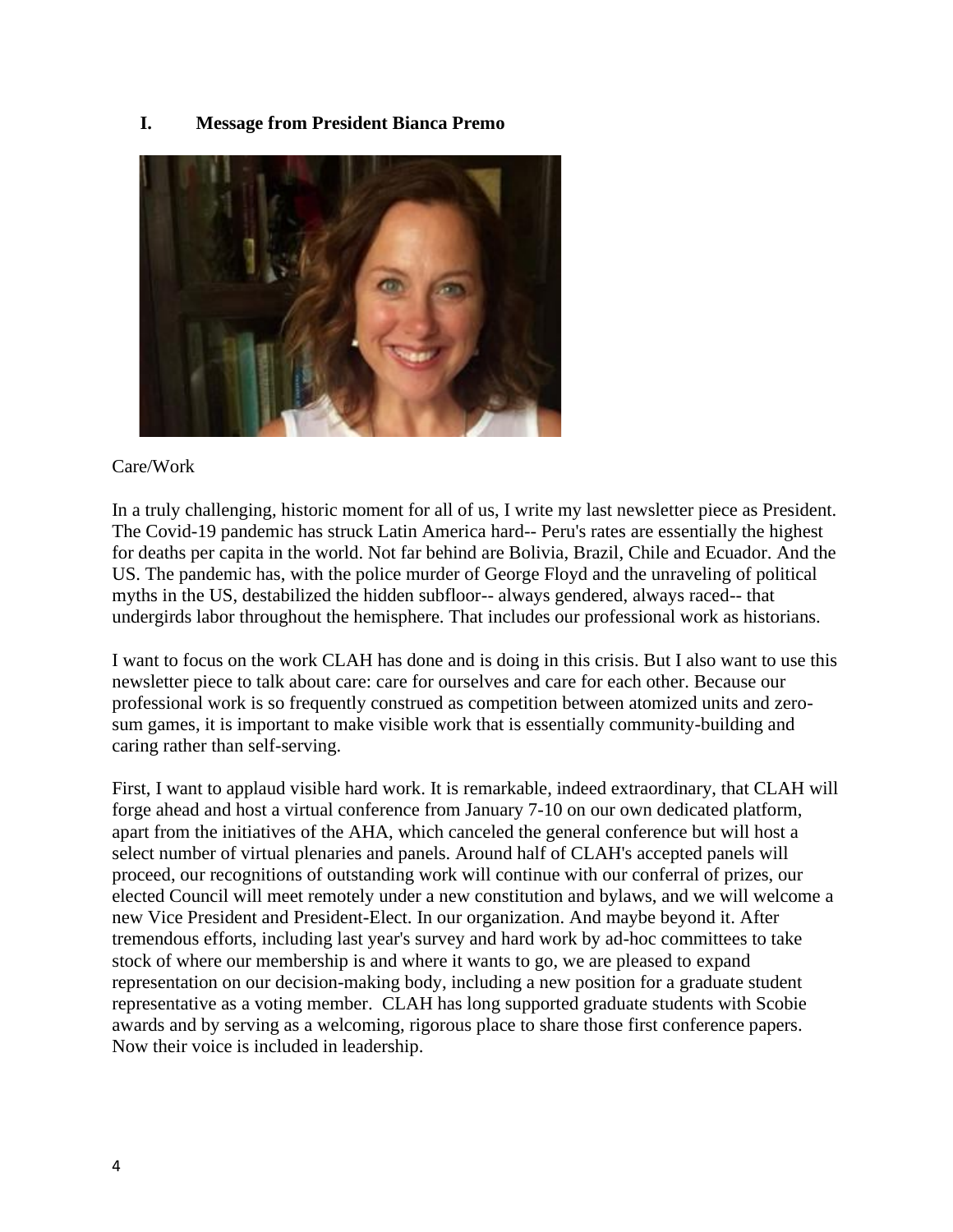## I. Message from President Bianca Premo

Care/Work

In a truly challenging, historic moment for all of us, I write my last newsletter piece as President. The Covid-19 pandemic has struck Latin America hard-- Peru's rates are essentially the highest for deaths per capita in the world. Not far behind are Bolivia, Brazil, Chile and Ecuador. And the US. The pandemic has, with the police murder of George Floyd and the unraveling of political myths in the US, destabilized the hidden subfloor-- always gendered, always raced-- that undergirds labor throughout the hemisphere. That includes our professional work as historians.

I want to focus on the work CLAH has done and is doing in this crisis. But I also want to use this newsletter piece to talk about care: care for ourselves and care for each other. Because our professional work is so frequently construed as competition between atomized units and zero-sum games, it is important to make visible work that is essentially community-building and caring rather than self-serving.

First, I want to applaud visible hard work. It is remarkable, indeed extraordinary, that CLAH will forge ahead and host a virtual conference from January 7-10 on our own dedicated platform, apart from the initiatives of the AHA, which canceled the general conference but will host a select number of virtual plenaries and panels. Around half of CLAH's accepted panels will proceed, our recognitions of outstanding work will continue with our conferral of prizes, our elected Council will meet remotely under a new constitution and bylaws, and we will welcome a new Vice President and President-Elect. In our organization. And maybe beyond it. After tremendous efforts, including last year's survey and hard work by ad-hoc committees to take stock of where our membership is and where it wants to go, we are pleased to expand representation on our decision-making body, including a new position for a graduate student representative as a voting member. CLAH has long supported graduate students with Scobie awards and by serving as a welcoming, rigorous place to share those first conference papers. Now their voice is included in leadership.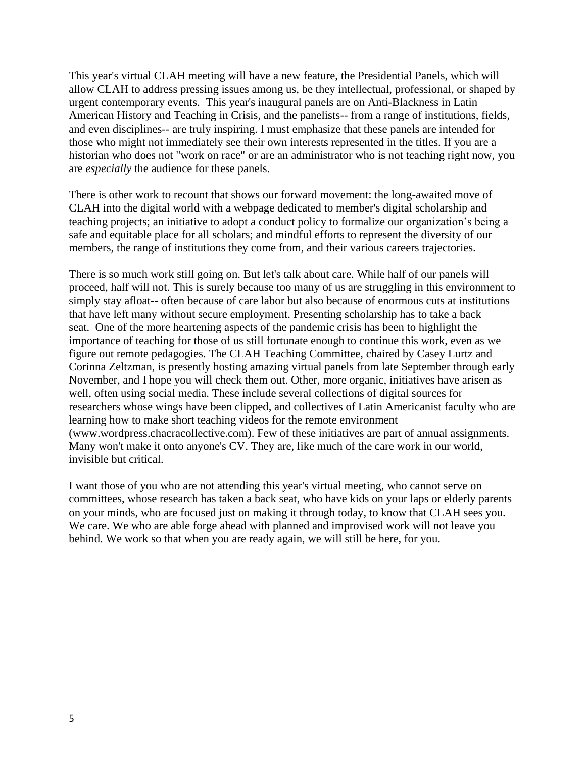This year's virtual CLAH meeting will have a new feature, the Presidential Panels, which will allow CLAH to address pressing issues among us, be they intellectual, professional, or shaped by urgent contemporary events. This year's inaugural panels are on Anti-Blackness in Latin American History and Teaching in Crisis, and the panelists-- from a range of institutions, fields, and even disciplines-- are truly inspiring. I must emphasize that these panels are intended for those who might not immediately see their own interests represented in the titles. If you are a historian who does not "work on race" or are an administrator who is not teaching right now, you are *especially* the audience for these panels.

There is other work to recount that shows our forward movement: the long-awaited move of CLAH into the digital world with a webpage dedicated to member's digital scholarship and teaching projects; an initiative to adopt a conduct policy to formalize our organization's being a safe and equitable place for all scholars; and mindful efforts to represent the diversity of our members, the range of institutions they come from, and their various careers trajectories.

There is so much work still going on. But let's talk about care. While half of our panels will proceed, half will not. This is surely because too many of us are struggling in this environment to simply stay afloat-- often because of care labor but also because of enormous cuts at institutions that have left many without secure employment. Presenting scholarship has to take a back seat. One of the more heartening aspects of the pandemic crisis has been to highlight the importance of teaching for those of us still fortunate enough to continue this work, even as we figure out remote pedagogies. The CLAH Teaching Committee, chaired by Casey Lurtz and Corinna Zeltzman, is presently hosting amazing virtual panels from late September through early November, and I hope you will check them out. Other, more organic, initiatives have arisen as well, often using social media. These include several collections of digital sources for researchers whose wings have been clipped, and collectives of Latin Americanist faculty who are learning how to make short teaching videos for the remote environment (www.wordpress.chacracollective.com). Few of these initiatives are part of annual assignments. Many won't make it onto anyone's CV. They are, like much of the care work in our world, invisible but critical.

I want those of you who are not attending this year's virtual meeting, who cannot serve on committees, whose research has taken a back seat, who have kids on your laps or elderly parents on your minds, who are focused just on making it through today, to know that CLAH sees you. We care. We who are able forge ahead with planned and improvised work will not leave you behind. We work so that when you are ready again, we will still be here, for you.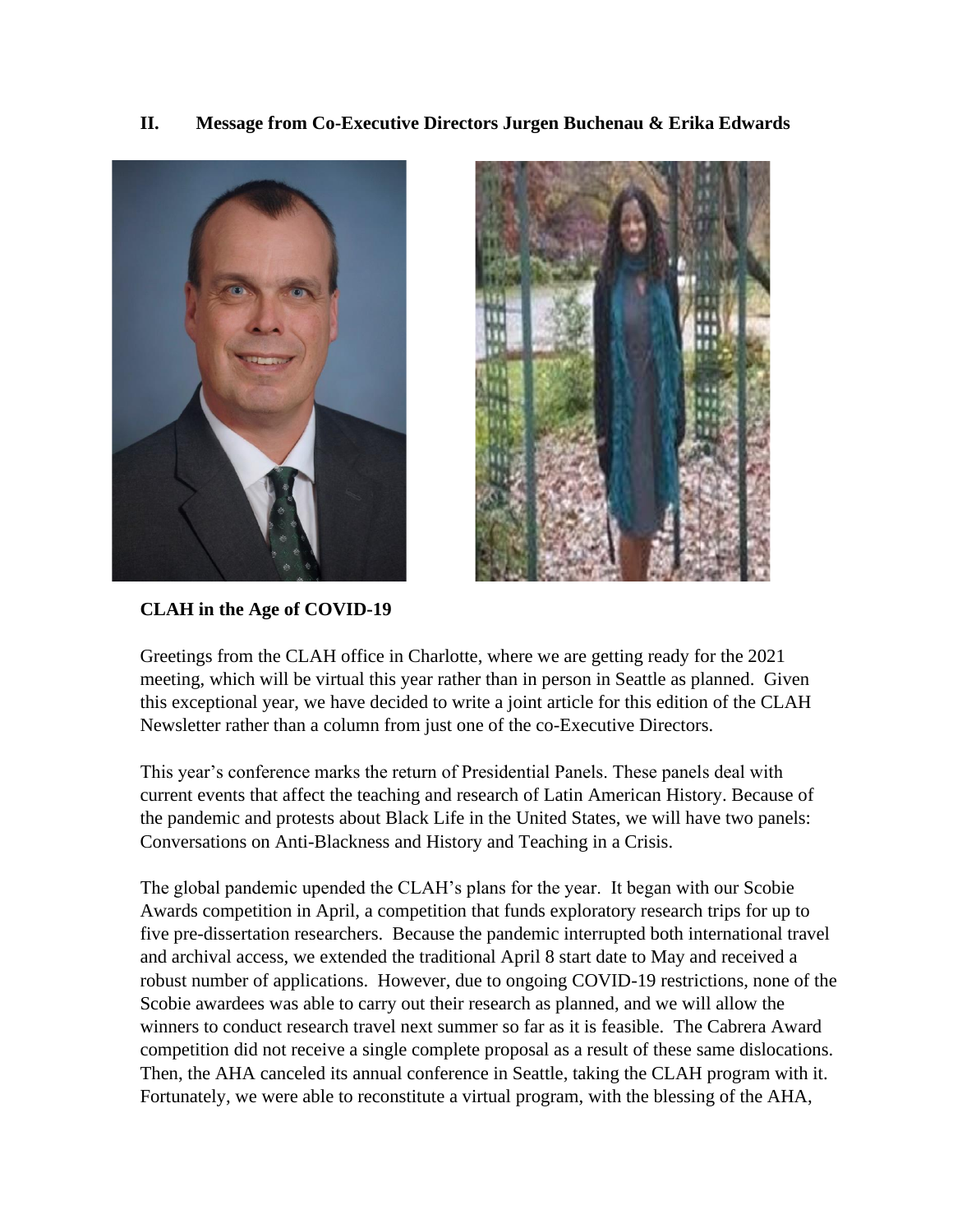## II. Message from Co-Executive Directors Jurgen Buchenau & Erika Edwards

### CLAH in the Age of COVID-19

Greetings from the CLAH office in Charlotte, where we are getting ready for the 2021 meeting, which will be virtual this year rather than in person in Seattle as planned. Given this exceptional year, we have decided to write a joint article for this edition of the CLAH Newsletter rather than a column from just one of the co-Executive Directors.

This year's conference marks the return of Presidential Panels. These panels deal with current events that affect the teaching and research of Latin American History. Because of the pandemic and protests about Black Life in the United States, we will have two panels: Conversations on Anti-Blackness and History and Teaching in a Crisis.

The global pandemic upended the CLAH's plans for the year. It began with our Scobie Awards competition in April, a competition that funds exploratory research trips for up to five pre-dissertation researchers. Because the pandemic interrupted both international travel and archival access, we extended the traditional April 8 start date to May and received a robust number of applications. However, due to ongoing COVID-19 restrictions, none of the Scobie awardees was able to carry out their research as planned, and we will allow the winners to conduct research travel next summer so far as it is feasible. The Cabrera Award competition did not receive a single complete proposal as a result of these same dislocations. Then, the AHA canceled its annual conference in Seattle, taking the CLAH program with it. Fortunately, we were able to reconstitute a virtual program, with the blessing of the AHA,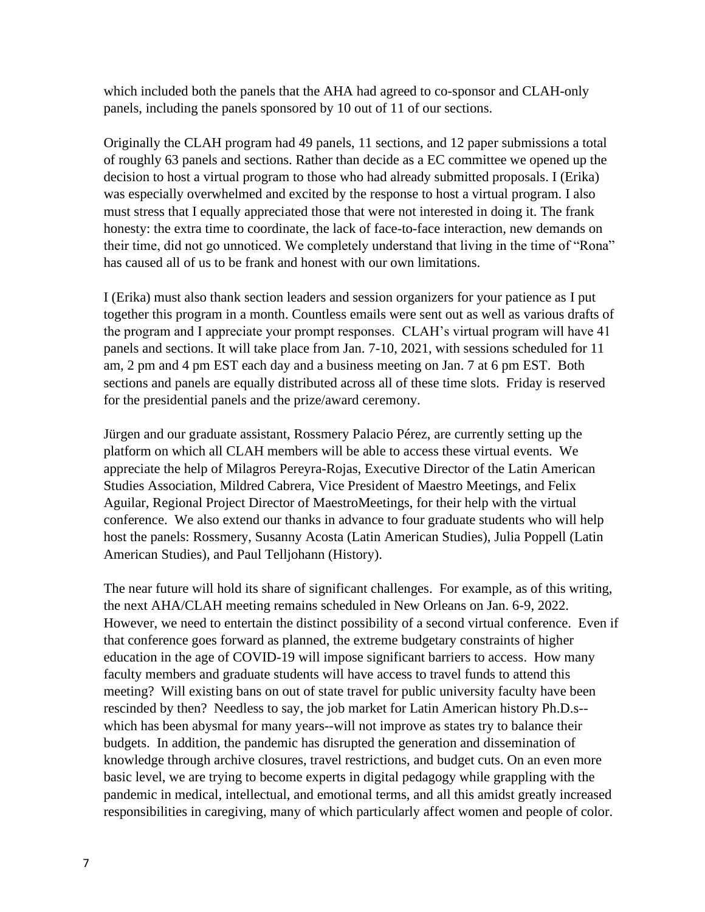which included both the panels that the AHA had agreed to co-sponsor and CLAH-only panels, including the panels sponsored by 10 out of 11 of our sections.

Originally the CLAH program had 49 panels, 11 sections, and 12 paper submissions a total of roughly 63 panels and sections. Rather than decide as a EC committee we opened up the decision to host a virtual program to those who had already submitted proposals. I (Erika) was especially overwhelmed and excited by the response to host a virtual program. I also must stress that I equally appreciated those that were not interested in doing it. The frank honesty: the extra time to coordinate, the lack of face-to-face interaction, new demands on their time, did not go unnoticed. We completely understand that living in the time of "Rona" has caused all of us to be frank and honest with our own limitations.

I (Erika) must also thank section leaders and session organizers for your patience as I put together this program in a month. Countless emails were sent out as well as various drafts of the program and I appreciate your prompt responses. CLAH's virtual program will have 41 panels and sections. It will take place from Jan. 7-10, 2021, with sessions scheduled for 11 am, 2 pm and 4 pm EST each day and a business meeting on Jan. 7 at 6 pm EST. Both sections and panels are equally distributed across all of these time slots. Friday is reserved for the presidential panels and the prize/award ceremony.

Jürgen and our graduate assistant, Rossmery Palacio Pérez, are currently setting up the platform on which all CLAH members will be able to access these virtual events. We appreciate the help of Milagros Pereyra-Rojas, Executive Director of the Latin American Studies Association, Mildred Cabrera, Vice President of Maestro Meetings, and Felix Aguilar, Regional Project Director of MaestroMeetings, for their help with the virtual conference. We also extend our thanks in advance to four graduate students who will help host the panels: Rossmery, Susanny Acosta (Latin American Studies), Julia Poppell (Latin American Studies), and Paul Telljohann (History).

The near future will hold its share of significant challenges. For example, as of this writing, the next AHA/CLAH meeting remains scheduled in New Orleans on Jan. 6-9, 2022. However, we need to entertain the distinct possibility of a second virtual conference. Even if that conference goes forward as planned, the extreme budgetary constraints of higher education in the age of COVID-19 will impose significant barriers to access. How many faculty members and graduate students will have access to travel funds to attend this meeting? Will existing bans on out of state travel for public university faculty have been rescinded by then? Needless to say, the job market for Latin American history Ph.D.s--which has been abysmal for many years--will not improve as states try to balance their budgets. In addition, the pandemic has disrupted the generation and dissemination of knowledge through archive closures, travel restrictions, and budget cuts. On an even more basic level, we are trying to become experts in digital pedagogy while grappling with the pandemic in medical, intellectual, and emotional terms, and all this amidst greatly increased responsibilities in caregiving, many of which particularly affect women and people of color.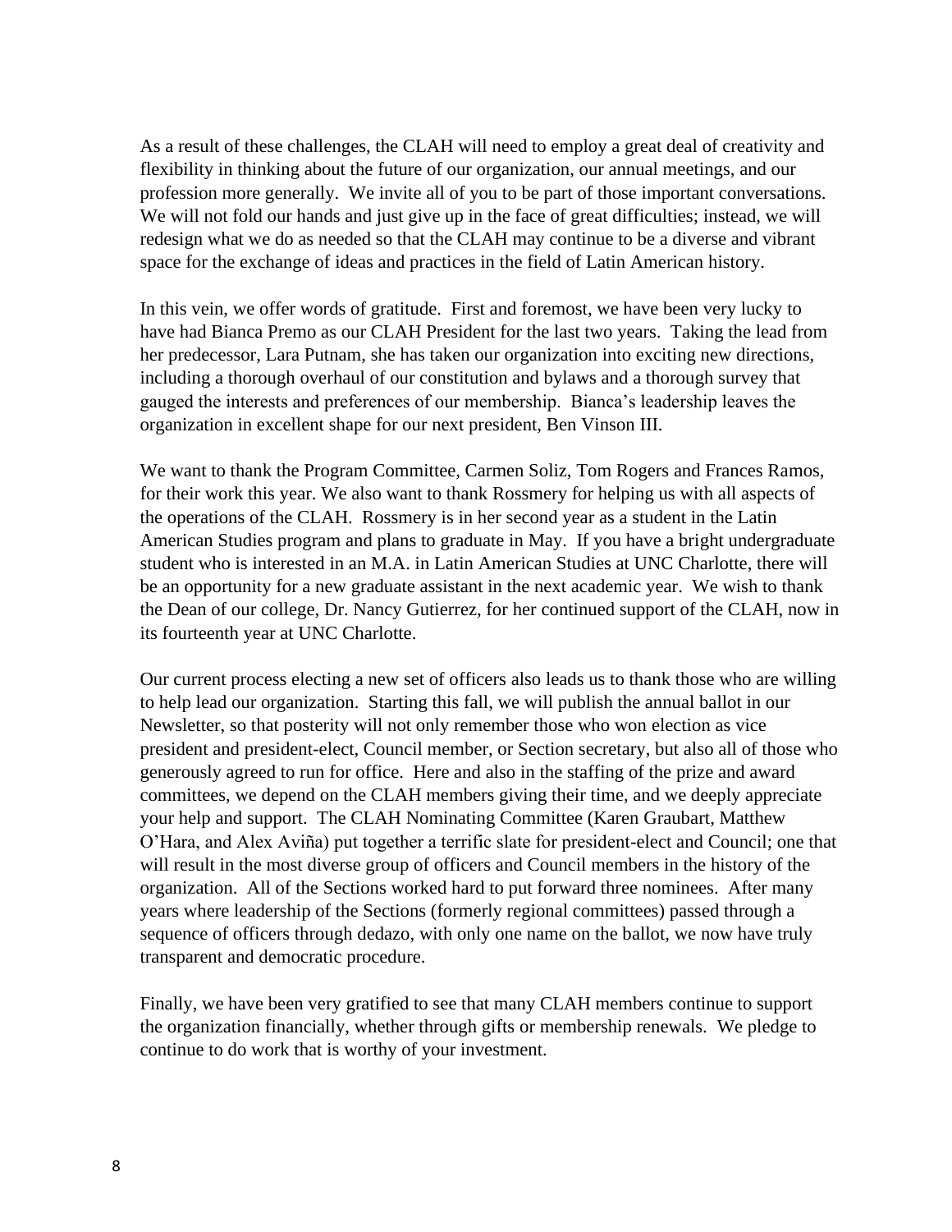As a result of these challenges, the CLAH will need to employ a great deal of creativity and flexibility in thinking about the future of our organization, our annual meetings, and our profession more generally. We invite all of you to be part of those important conversations. We will not fold our hands and just give up in the face of great difficulties; instead, we will redesign what we do as needed so that the CLAH may continue to be a diverse and vibrant space for the exchange of ideas and practices in the field of Latin American history.

In this vein, we offer words of gratitude. First and foremost, we have been very lucky to have had Bianca Premo as our CLAH President for the last two years. Taking the lead from her predecessor, Lara Putnam, she has taken our organization into exciting new directions, including a thorough overhaul of our constitution and bylaws and a thorough survey that gauged the interests and preferences of our membership. Bianca's leadership leaves the organization in excellent shape for our next president, Ben Vinson III.

We want to thank the Program Committee, Carmen Soliz, Tom Rogers and Frances Ramos, for their work this year. We also want to thank Rossmery for helping us with all aspects of the operations of the CLAH. Rossmery is in her second year as a student in the Latin American Studies program and plans to graduate in May. If you have a bright undergraduate student who is interested in an M.A. in Latin American Studies at UNC Charlotte, there will be an opportunity for a new graduate assistant in the next academic year. We wish to thank the Dean of our college, Dr. Nancy Gutierrez, for her continued support of the CLAH, now in its fourteenth year at UNC Charlotte.

Our current process electing a new set of officers also leads us to thank those who are willing to help lead our organization. Starting this fall, we will publish the annual ballot in our Newsletter, so that posterity will not only remember those who won election as vice president and president-elect, Council member, or Section secretary, but also all of those who generously agreed to run for office. Here and also in the staffing of the prize and award committees, we depend on the CLAH members giving their time, and we deeply appreciate your help and support. The CLAH Nominating Committee (Karen Graubart, Matthew O'Hara, and Alex Aviña) put together a terrific slate for president-elect and Council; one that will result in the most diverse group of officers and Council members in the history of the organization. All of the Sections worked hard to put forward three nominees. After many years where leadership of the Sections (formerly regional committees) passed through a sequence of officers through dedazo, with only one name on the ballot, we now have truly transparent and democratic procedure.

Finally, we have been very gratified to see that many CLAH members continue to support the organization financially, whether through gifts or membership renewals. We pledge to continue to do work that is worthy of your investment.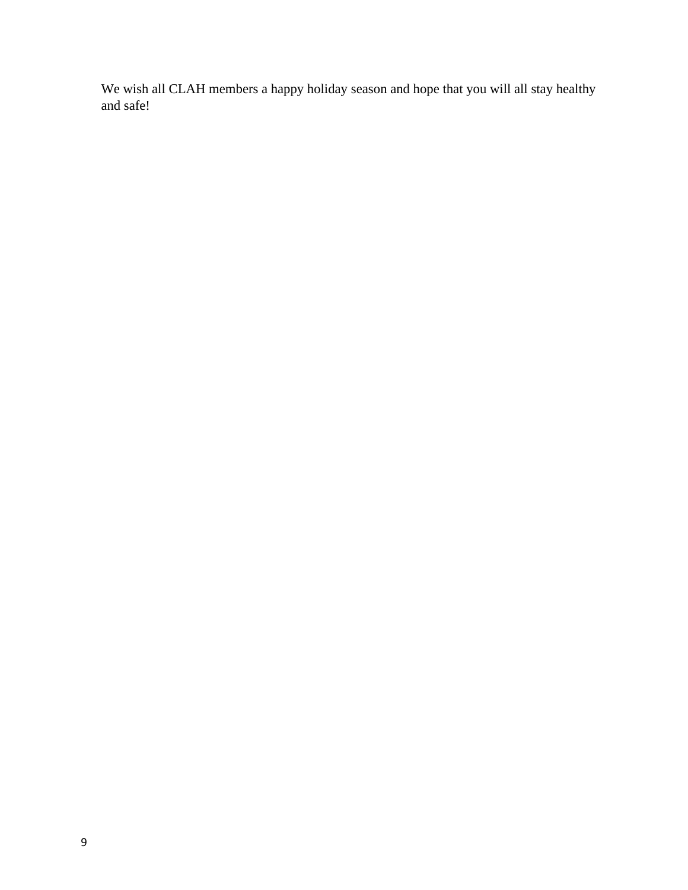We wish all CLAH members a happy holiday season and hope that you will all stay healthy and safe!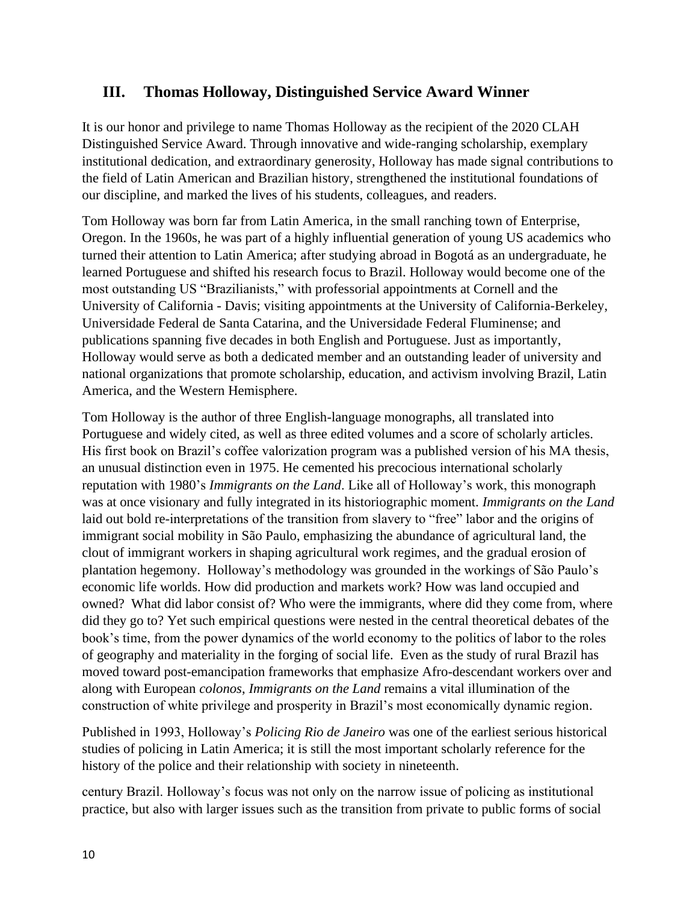## III. Thomas Holloway, Distinguished Service Award Winner

It is our honor and privilege to name Thomas Holloway as the recipient of the 2020 CLAH Distinguished Service Award. Through innovative and wide-ranging scholarship, exemplary institutional dedication, and extraordinary generosity, Holloway has made signal contributions to the field of Latin American and Brazilian history, strengthened the institutional foundations of our discipline, and marked the lives of his students, colleagues, and readers.

Tom Holloway was born far from Latin America, in the small ranching town of Enterprise, Oregon. In the 1960s, he was part of a highly influential generation of young US academics who turned their attention to Latin America; after studying abroad in Bogotá as an undergraduate, he learned Portuguese and shifted his research focus to Brazil. Holloway would become one of the most outstanding US "Brazilianists," with professorial appointments at Cornell and the University of California - Davis; visiting appointments at the University of California-Berkeley, Universidade Federal de Santa Catarina, and the Universidade Federal Fluminense; and publications spanning five decades in both English and Portuguese. Just as importantly, Holloway would serve as both a dedicated member and an outstanding leader of university and national organizations that promote scholarship, education, and activism involving Brazil, Latin America, and the Western Hemisphere.

Tom Holloway is the author of three English-language monographs, all translated into Portuguese and widely cited, as well as three edited volumes and a score of scholarly articles. His first book on Brazil's coffee valorization program was a published version of his MA thesis, an unusual distinction even in 1975. He cemented his precocious international scholarly reputation with 1980's *Immigrants on the Land*. Like all of Holloway's work, this monograph was at once visionary and fully integrated in its historiographic moment. *Immigrants on the Land* laid out bold re-interpretations of the transition from slavery to "free" labor and the origins of immigrant social mobility in São Paulo, emphasizing the abundance of agricultural land, the clout of immigrant workers in shaping agricultural work regimes, and the gradual erosion of plantation hegemony. Holloway's methodology was grounded in the workings of São Paulo's economic life worlds. How did production and markets work? How was land occupied and owned? What did labor consist of? Who were the immigrants, where did they come from, where did they go to? Yet such empirical questions were nested in the central theoretical debates of the book's time, from the power dynamics of the world economy to the politics of labor to the roles of geography and materiality in the forging of social life. Even as the study of rural Brazil has moved toward post-emancipation frameworks that emphasize Afro-descendant workers over and along with European *colonos*, *Immigrants on the Land* remains a vital illumination of the construction of white privilege and prosperity in Brazil's most economically dynamic region.

Published in 1993, Holloway's *Policing Rio de Janeiro* was one of the earliest serious historical studies of policing in Latin America; it is still the most important scholarly reference for the history of the police and their relationship with society in nineteenth.

century Brazil. Holloway's focus was not only on the narrow issue of policing as institutional practice, but also with larger issues such as the transition from private to public forms of social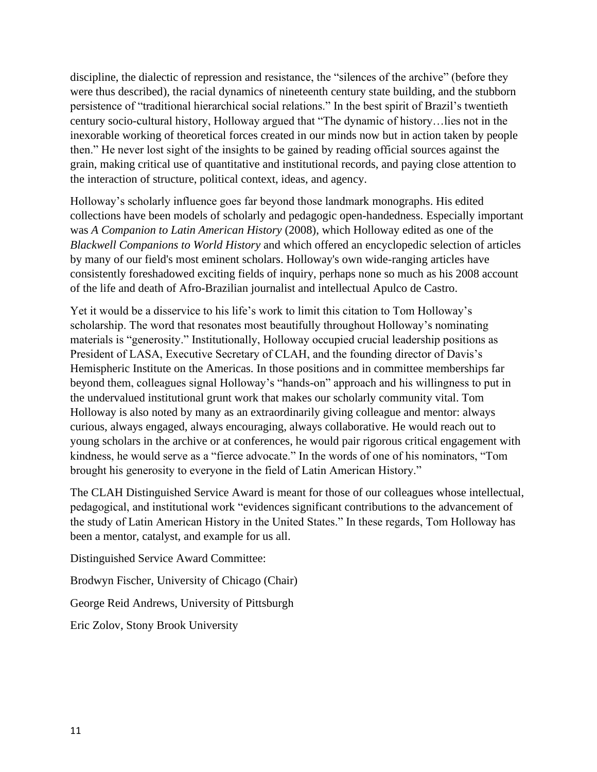discipline, the dialectic of repression and resistance, the "silences of the archive" (before they were thus described), the racial dynamics of nineteenth century state building, and the stubborn persistence of "traditional hierarchical social relations." In the best spirit of Brazil's twentieth century socio-cultural history, Holloway argued that "The dynamic of history…lies not in the inexorable working of theoretical forces created in our minds now but in action taken by people then." He never lost sight of the insights to be gained by reading official sources against the grain, making critical use of quantitative and institutional records, and paying close attention to the interaction of structure, political context, ideas, and agency.

Holloway's scholarly influence goes far beyond those landmark monographs. His edited collections have been models of scholarly and pedagogic open-handedness. Especially important was *A Companion to Latin American History* (2008), which Holloway edited as one of the *Blackwell Companions to World History* and which offered an encyclopedic selection of articles by many of our field's most eminent scholars. Holloway's own wide-ranging articles have consistently foreshadowed exciting fields of inquiry, perhaps none so much as his 2008 account of the life and death of Afro-Brazilian journalist and intellectual Apulco de Castro.

Yet it would be a disservice to his life's work to limit this citation to Tom Holloway's scholarship. The word that resonates most beautifully throughout Holloway's nominating materials is "generosity." Institutionally, Holloway occupied crucial leadership positions as President of LASA, Executive Secretary of CLAH, and the founding director of Davis's Hemispheric Institute on the Americas. In those positions and in committee memberships far beyond them, colleagues signal Holloway's "hands-on" approach and his willingness to put in the undervalued institutional grunt work that makes our scholarly community vital. Tom Holloway is also noted by many as an extraordinarily giving colleague and mentor: always curious, always engaged, always encouraging, always collaborative. He would reach out to young scholars in the archive or at conferences, he would pair rigorous critical engagement with kindness, he would serve as a "fierce advocate." In the words of one of his nominators, "Tom brought his generosity to everyone in the field of Latin American History."

The CLAH Distinguished Service Award is meant for those of our colleagues whose intellectual, pedagogical, and institutional work "evidences significant contributions to the advancement of the study of Latin American History in the United States." In these regards, Tom Holloway has been a mentor, catalyst, and example for us all.

Distinguished Service Award Committee:

Brodwyn Fischer, University of Chicago (Chair)

George Reid Andrews, University of Pittsburgh

Eric Zolov, Stony Brook University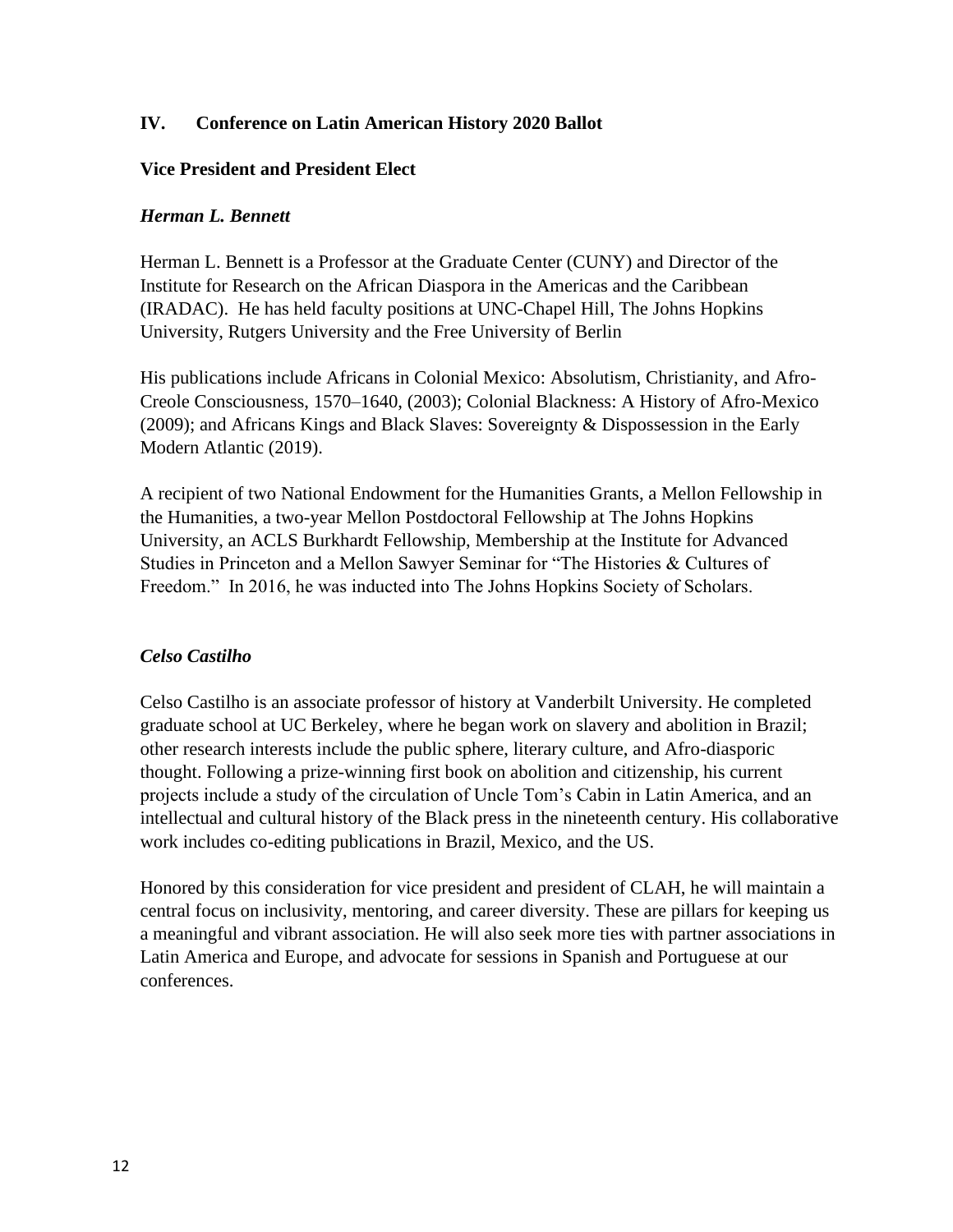## IV. Conference on Latin American History 2020 Ballot

### Vice President and President Elect

#### *Herman L. Bennett*

Herman L. Bennett is a Professor at the Graduate Center (CUNY) and Director of the Institute for Research on the African Diaspora in the Americas and the Caribbean (IRADAC). He has held faculty positions at UNC-Chapel Hill, The Johns Hopkins University, Rutgers University and the Free University of Berlin

His publications include Africans in Colonial Mexico: Absolutism, Christianity, and Afro-Creole Consciousness, 1570–1640, (2003); Colonial Blackness: A History of Afro-Mexico (2009); and Africans Kings and Black Slaves: Sovereignty & Dispossession in the Early Modern Atlantic (2019).

A recipient of two National Endowment for the Humanities Grants, a Mellon Fellowship in the Humanities, a two-year Mellon Postdoctoral Fellowship at The Johns Hopkins University, an ACLS Burkhardt Fellowship, Membership at the Institute for Advanced Studies in Princeton and a Mellon Sawyer Seminar for "The Histories & Cultures of Freedom." In 2016, he was inducted into The Johns Hopkins Society of Scholars.

#### *Celso Castilho*

Celso Castilho is an associate professor of history at Vanderbilt University. He completed graduate school at UC Berkeley, where he began work on slavery and abolition in Brazil; other research interests include the public sphere, literary culture, and Afro-diasporic thought. Following a prize-winning first book on abolition and citizenship, his current projects include a study of the circulation of Uncle Tom's Cabin in Latin America, and an intellectual and cultural history of the Black press in the nineteenth century. His collaborative work includes co-editing publications in Brazil, Mexico, and the US.

Honored by this consideration for vice president and president of CLAH, he will maintain a central focus on inclusivity, mentoring, and career diversity. These are pillars for keeping us a meaningful and vibrant association. He will also seek more ties with partner associations in Latin America and Europe, and advocate for sessions in Spanish and Portuguese at our conferences.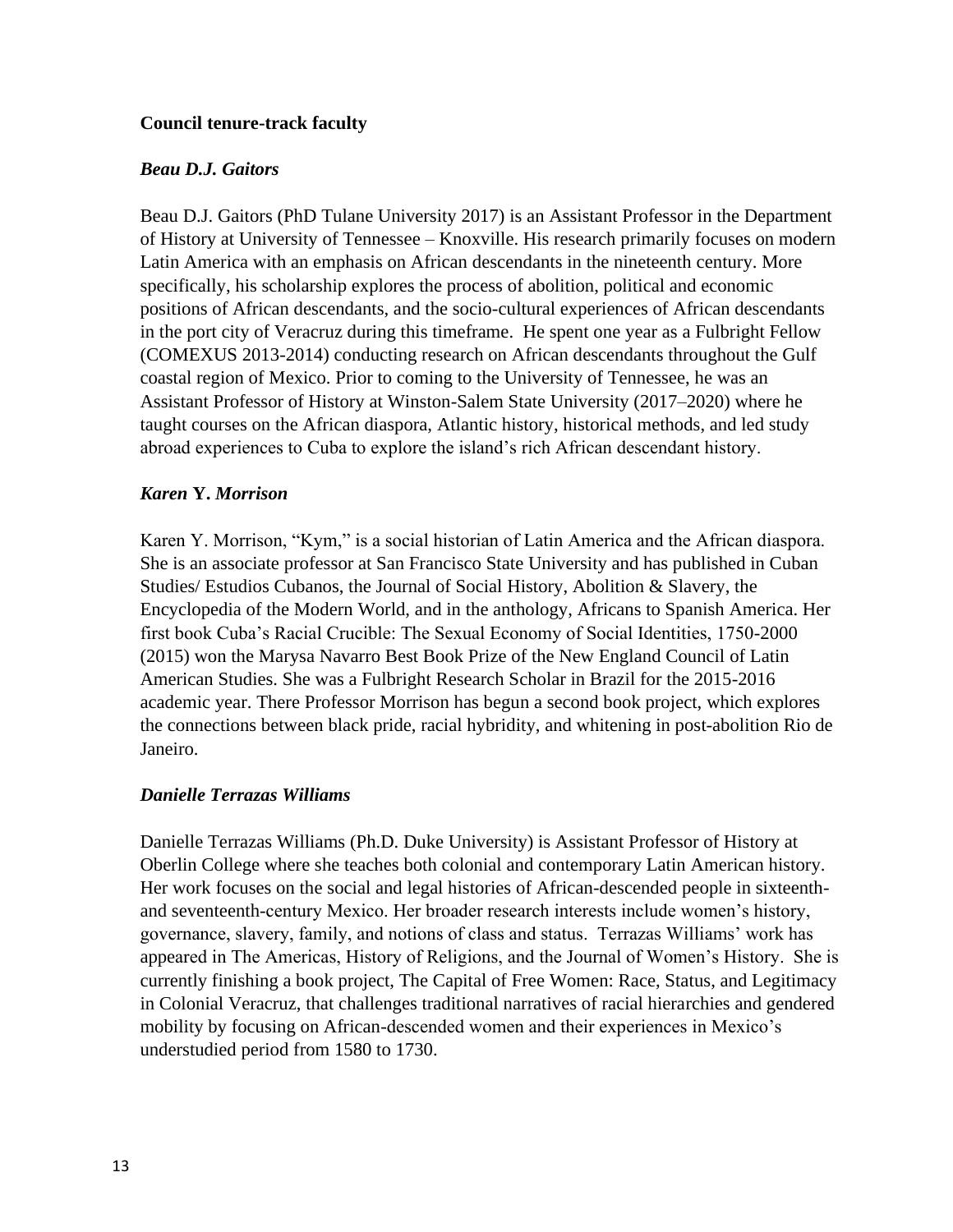**Council tenure-track faculty**

***Beau D.J. Gaitors***

Beau D.J. Gaitors (PhD Tulane University 2017) is an Assistant Professor in the Department of History at University of Tennessee – Knoxville. His research primarily focuses on modern Latin America with an emphasis on African descendants in the nineteenth century. More specifically, his scholarship explores the process of abolition, political and economic positions of African descendants, and the socio-cultural experiences of African descendants in the port city of Veracruz during this timeframe. He spent one year as a Fulbright Fellow (COMEXUS 2013-2014) conducting research on African descendants throughout the Gulf coastal region of Mexico. Prior to coming to the University of Tennessee, he was an Assistant Professor of History at Winston-Salem State University (2017–2020) where he taught courses on the African diaspora, Atlantic history, historical methods, and led study abroad experiences to Cuba to explore the island's rich African descendant history.

***Karen* Y. *Morrison***

Karen Y. Morrison, "Kym," is a social historian of Latin America and the African diaspora. She is an associate professor at San Francisco State University and has published in Cuban Studies/ Estudios Cubanos, the Journal of Social History, Abolition & Slavery, the Encyclopedia of the Modern World, and in the anthology, Africans to Spanish America. Her first book Cuba's Racial Crucible: The Sexual Economy of Social Identities, 1750-2000 (2015) won the Marysa Navarro Best Book Prize of the New England Council of Latin American Studies. She was a Fulbright Research Scholar in Brazil for the 2015-2016 academic year. There Professor Morrison has begun a second book project, which explores the connections between black pride, racial hybridity, and whitening in post-abolition Rio de Janeiro.

***Danielle Terrazas Williams***

Danielle Terrazas Williams (Ph.D. Duke University) is Assistant Professor of History at Oberlin College where she teaches both colonial and contemporary Latin American history. Her work focuses on the social and legal histories of African-descended people in sixteenth- and seventeenth-century Mexico. Her broader research interests include women's history, governance, slavery, family, and notions of class and status. Terrazas Williams' work has appeared in The Americas, History of Religions, and the Journal of Women's History. She is currently finishing a book project, The Capital of Free Women: Race, Status, and Legitimacy in Colonial Veracruz, that challenges traditional narratives of racial hierarchies and gendered mobility by focusing on African-descended women and their experiences in Mexico's understudied period from 1580 to 1730.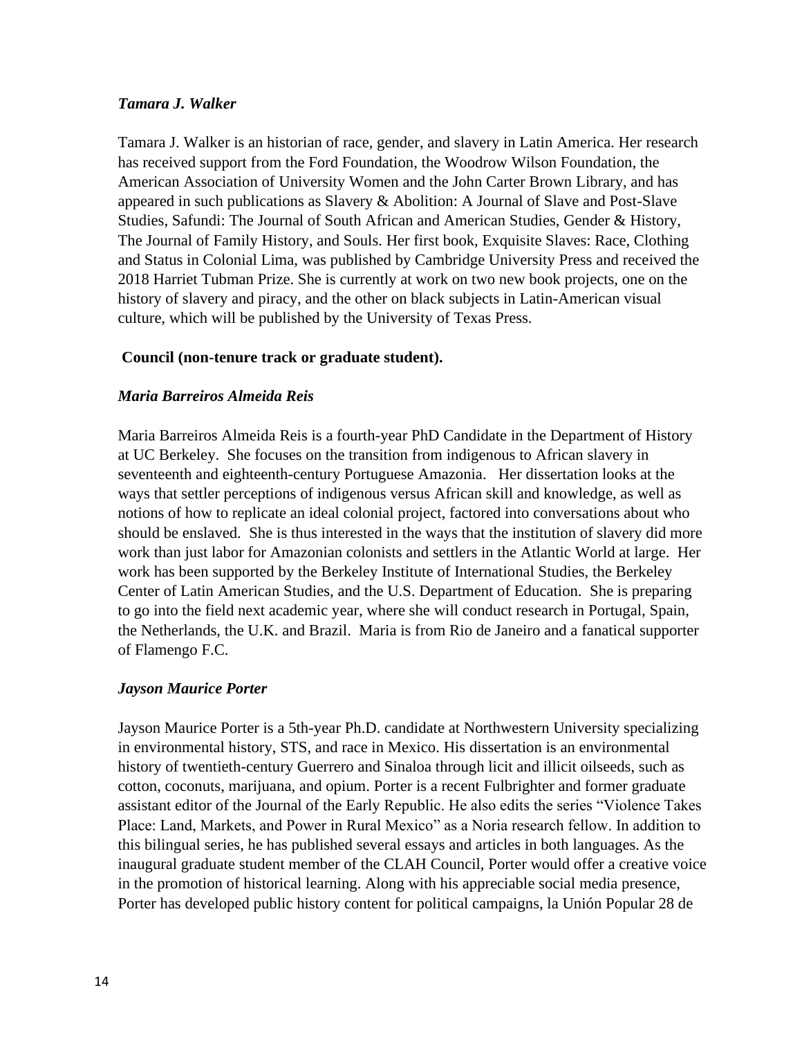*Tamara J. Walker*

Tamara J. Walker is an historian of race, gender, and slavery in Latin America. Her research has received support from the Ford Foundation, the Woodrow Wilson Foundation, the American Association of University Women and the John Carter Brown Library, and has appeared in such publications as Slavery & Abolition: A Journal of Slave and Post-Slave Studies, Safundi: The Journal of South African and American Studies, Gender & History, The Journal of Family History, and Souls. Her first book, Exquisite Slaves: Race, Clothing and Status in Colonial Lima, was published by Cambridge University Press and received the 2018 Harriet Tubman Prize. She is currently at work on two new book projects, one on the history of slavery and piracy, and the other on black subjects in Latin-American visual culture, which will be published by the University of Texas Press.

**Council (non-tenure track or graduate student).**

*Maria Barreiros Almeida Reis*

Maria Barreiros Almeida Reis is a fourth-year PhD Candidate in the Department of History at UC Berkeley. She focuses on the transition from indigenous to African slavery in seventeenth and eighteenth-century Portuguese Amazonia. Her dissertation looks at the ways that settler perceptions of indigenous versus African skill and knowledge, as well as notions of how to replicate an ideal colonial project, factored into conversations about who should be enslaved. She is thus interested in the ways that the institution of slavery did more work than just labor for Amazonian colonists and settlers in the Atlantic World at large. Her work has been supported by the Berkeley Institute of International Studies, the Berkeley Center of Latin American Studies, and the U.S. Department of Education. She is preparing to go into the field next academic year, where she will conduct research in Portugal, Spain, the Netherlands, the U.K. and Brazil. Maria is from Rio de Janeiro and a fanatical supporter of Flamengo F.C.

*Jayson Maurice Porter*

Jayson Maurice Porter is a 5th-year Ph.D. candidate at Northwestern University specializing in environmental history, STS, and race in Mexico. His dissertation is an environmental history of twentieth-century Guerrero and Sinaloa through licit and illicit oilseeds, such as cotton, coconuts, marijuana, and opium. Porter is a recent Fulbrighter and former graduate assistant editor of the Journal of the Early Republic. He also edits the series "Violence Takes Place: Land, Markets, and Power in Rural Mexico" as a Noria research fellow. In addition to this bilingual series, he has published several essays and articles in both languages. As the inaugural graduate student member of the CLAH Council, Porter would offer a creative voice in the promotion of historical learning. Along with his appreciable social media presence, Porter has developed public history content for political campaigns, la Unión Popular 28 de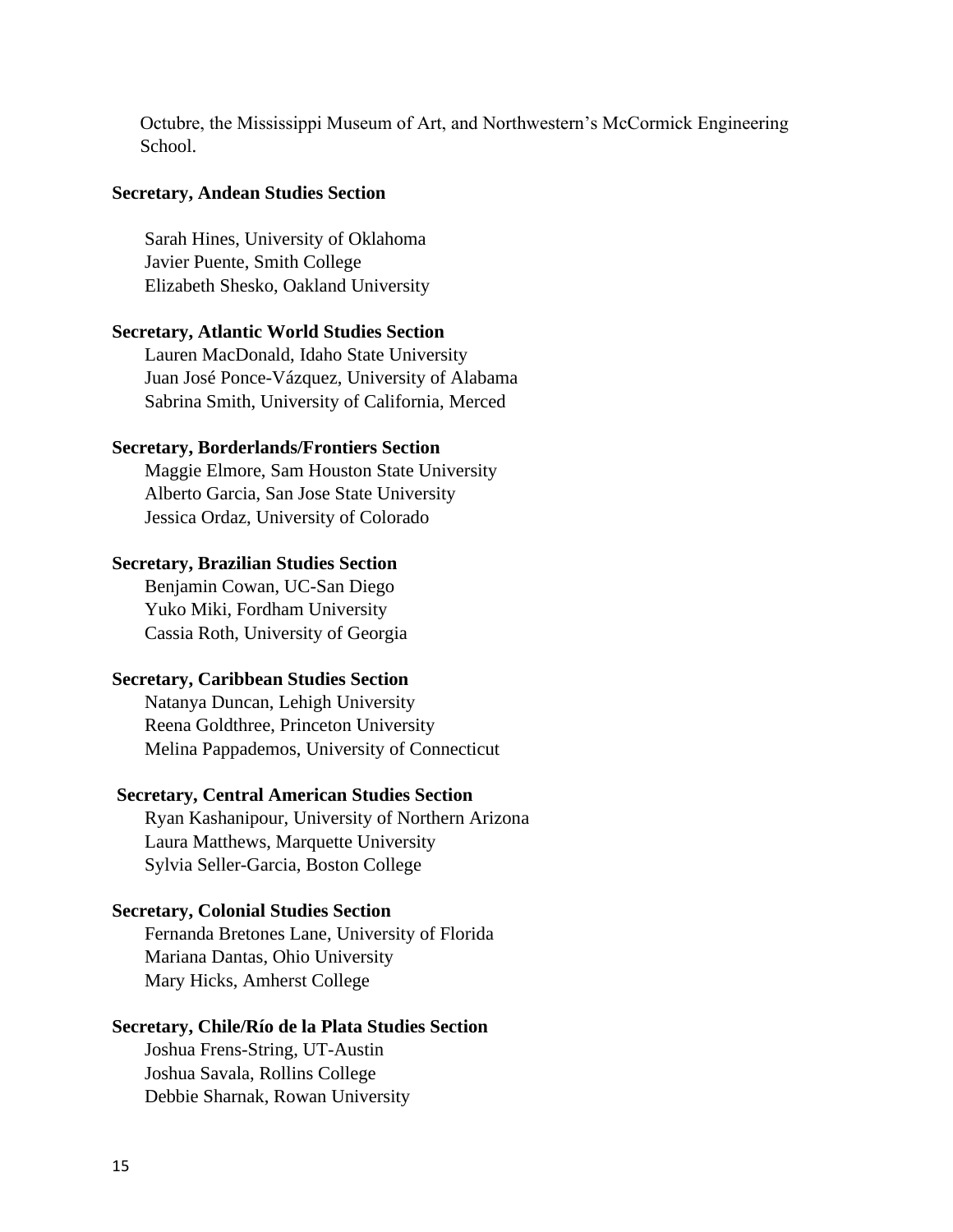Octubre, the Mississippi Museum of Art, and Northwestern's McCormick Engineering School.

**Secretary, Andean Studies Section**

Sarah Hines, University of Oklahoma
Javier Puente, Smith College
Elizabeth Shesko, Oakland University

**Secretary, Atlantic World Studies Section**

Lauren MacDonald, Idaho State University
Juan José Ponce-Vázquez, University of Alabama
Sabrina Smith, University of California, Merced

**Secretary, Borderlands/Frontiers Section**

Maggie Elmore, Sam Houston State University
Alberto Garcia, San Jose State University
Jessica Ordaz, University of Colorado

**Secretary, Brazilian Studies Section**

Benjamin Cowan, UC-San Diego
Yuko Miki, Fordham University
Cassia Roth, University of Georgia

**Secretary, Caribbean Studies Section**

Natanya Duncan, Lehigh University
Reena Goldthree, Princeton University
Melina Pappademos, University of Connecticut

**Secretary, Central American Studies Section**

Ryan Kashanipour, University of Northern Arizona
Laura Matthews, Marquette University
Sylvia Seller-Garcia, Boston College

**Secretary, Colonial Studies Section**

Fernanda Bretones Lane, University of Florida
Mariana Dantas, Ohio University
Mary Hicks, Amherst College

**Secretary, Chile/Río de la Plata Studies Section**

Joshua Frens-String, UT-Austin
Joshua Savala, Rollins College
Debbie Sharnak, Rowan University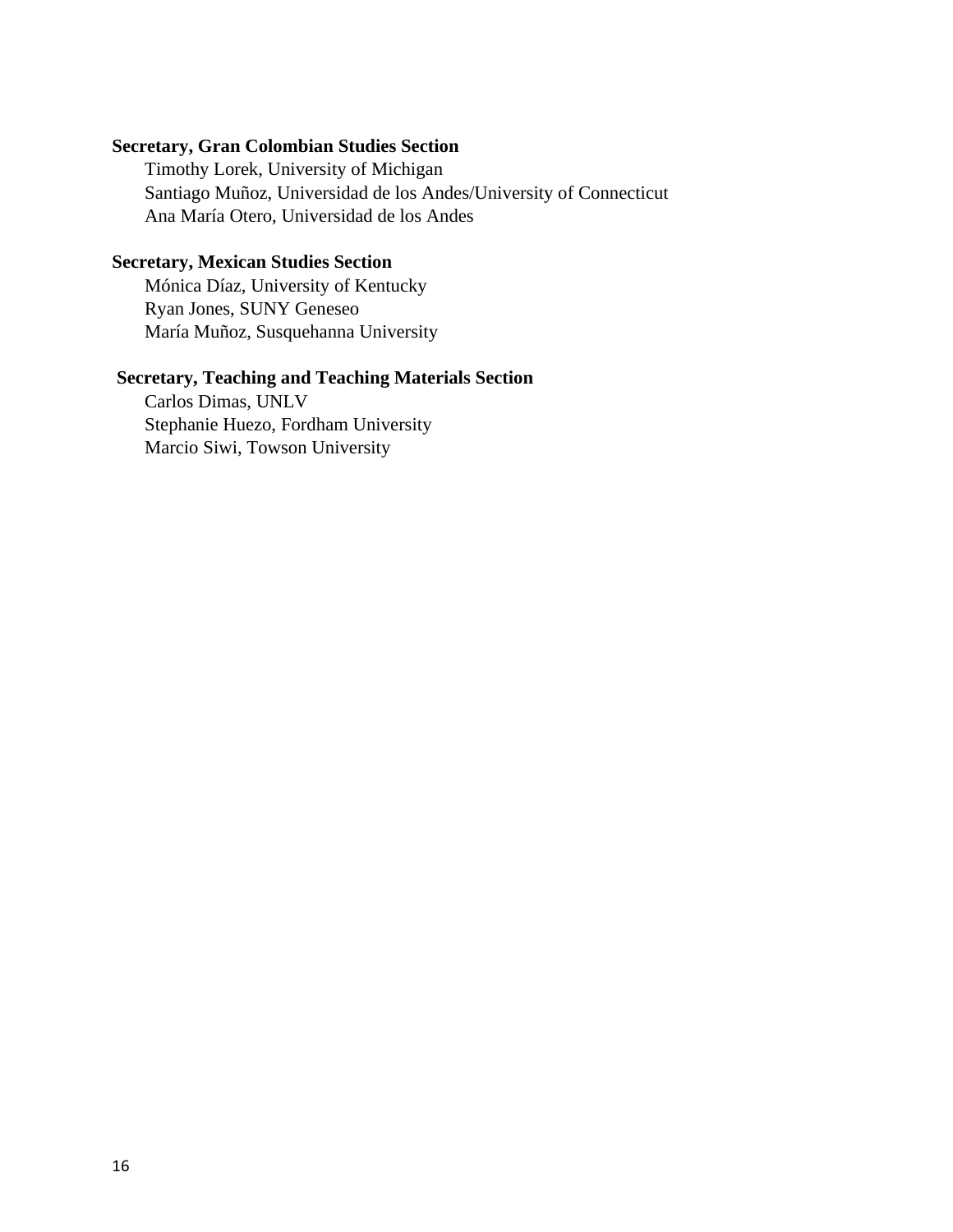**Secretary, Gran Colombian Studies Section**

Timothy Lorek, University of Michigan
Santiago Muñoz, Universidad de los Andes/University of Connecticut
Ana María Otero, Universidad de los Andes

**Secretary, Mexican Studies Section**

Mónica Díaz, University of Kentucky
Ryan Jones, SUNY Geneseo
María Muñoz, Susquehanna University

**Secretary, Teaching and Teaching Materials Section**

Carlos Dimas, UNLV
Stephanie Huezo, Fordham University
Marcio Siwi, Towson University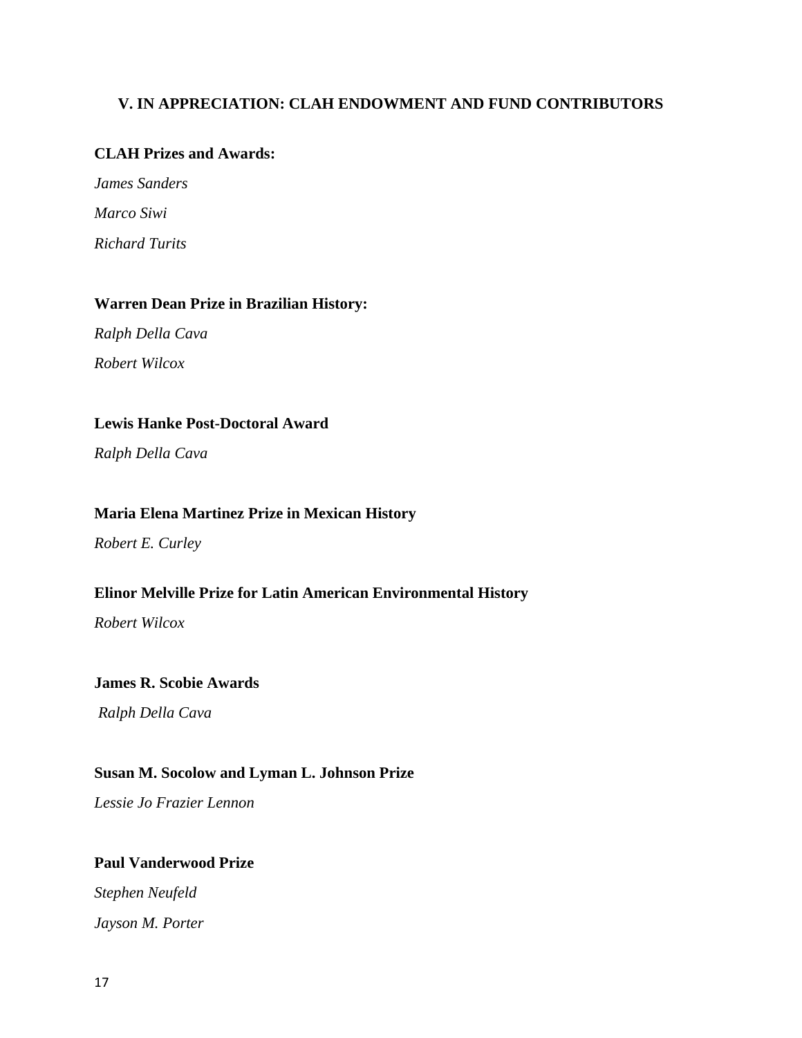## V. IN APPRECIATION: CLAH ENDOWMENT AND FUND CONTRIBUTORS

**CLAH Prizes and Awards:**

*James Sanders*

*Marco Siwi*

*Richard Turits*

**Warren Dean Prize in Brazilian History:**

*Ralph Della Cava*

*Robert Wilcox*

**Lewis Hanke Post-Doctoral Award**

*Ralph Della Cava*

**Maria Elena Martinez Prize in Mexican History**

*Robert E. Curley*

**Elinor Melville Prize for Latin American Environmental History**

*Robert Wilcox*

**James R. Scobie Awards**

*Ralph Della Cava*

**Susan M. Socolow and Lyman L. Johnson Prize**

*Lessie Jo Frazier Lennon*

**Paul Vanderwood Prize**

*Stephen Neufeld*

*Jayson M. Porter*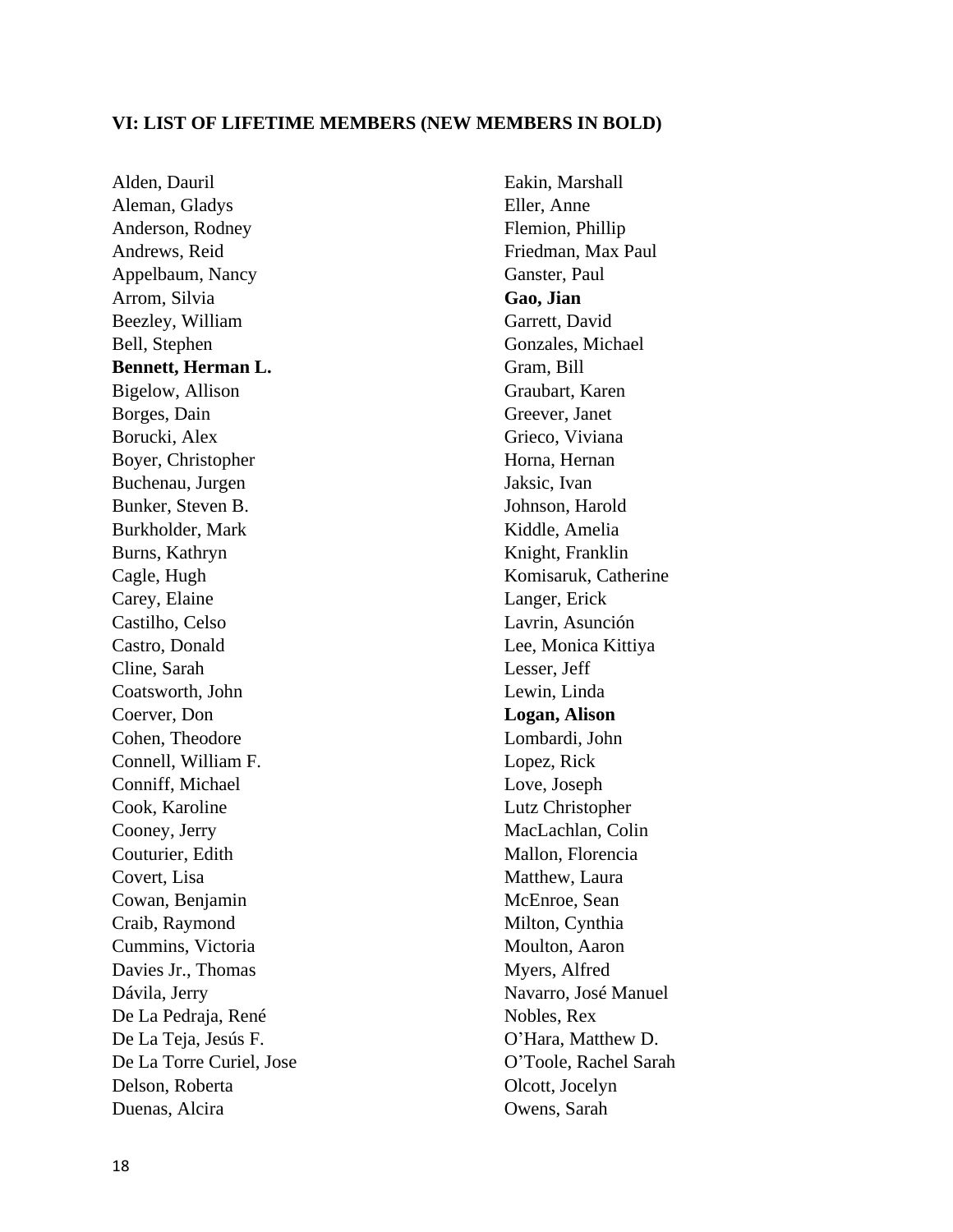### VI: LIST OF LIFETIME MEMBERS (NEW MEMBERS IN BOLD)

Alden, Dauril
Aleman, Gladys
Anderson, Rodney
Andrews, Reid
Appelbaum, Nancy
Arrom, Silvia
Beezley, William
Bell, Stephen
**Bennett, Herman L.**
Bigelow, Allison
Borges, Dain
Borucki, Alex
Boyer, Christopher
Buchenau, Jurgen
Bunker, Steven B.
Burkholder, Mark
Burns, Kathryn
Cagle, Hugh
Carey, Elaine
Castilho, Celso
Castro, Donald
Cline, Sarah
Coatsworth, John
Coerver, Don
Cohen, Theodore
Connell, William F.
Conniff, Michael
Cook, Karoline
Cooney, Jerry
Couturier, Edith
Covert, Lisa
Cowan, Benjamin
Craib, Raymond
Cummins, Victoria
Davies Jr., Thomas
Dávila, Jerry
De La Pedraja, René
De La Teja, Jesús F.
De La Torre Curiel, Jose
Delson, Roberta
Duenas, Alcira
Eakin, Marshall
Eller, Anne
Flemion, Phillip
Friedman, Max Paul
Ganster, Paul
**Gao, Jian**
Garrett, David
Gonzales, Michael
Gram, Bill
Graubart, Karen
Greever, Janet
Grieco, Viviana
Horna, Hernan
Jaksic, Ivan
Johnson, Harold
Kiddle, Amelia
Knight, Franklin
Komisaruk, Catherine
Langer, Erick
Lavrin, Asunción
Lee, Monica Kittiya
Lesser, Jeff
Lewin, Linda
**Logan, Alison**
Lombardi, John
Lopez, Rick
Love, Joseph
Lutz Christopher
MacLachlan, Colin
Mallon, Florencia
Matthew, Laura
McEnroe, Sean
Milton, Cynthia
Moulton, Aaron
Myers, Alfred
Navarro, José Manuel
Nobles, Rex
O'Hara, Matthew D.
O'Toole, Rachel Sarah
Olcott, Jocelyn
Owens, Sarah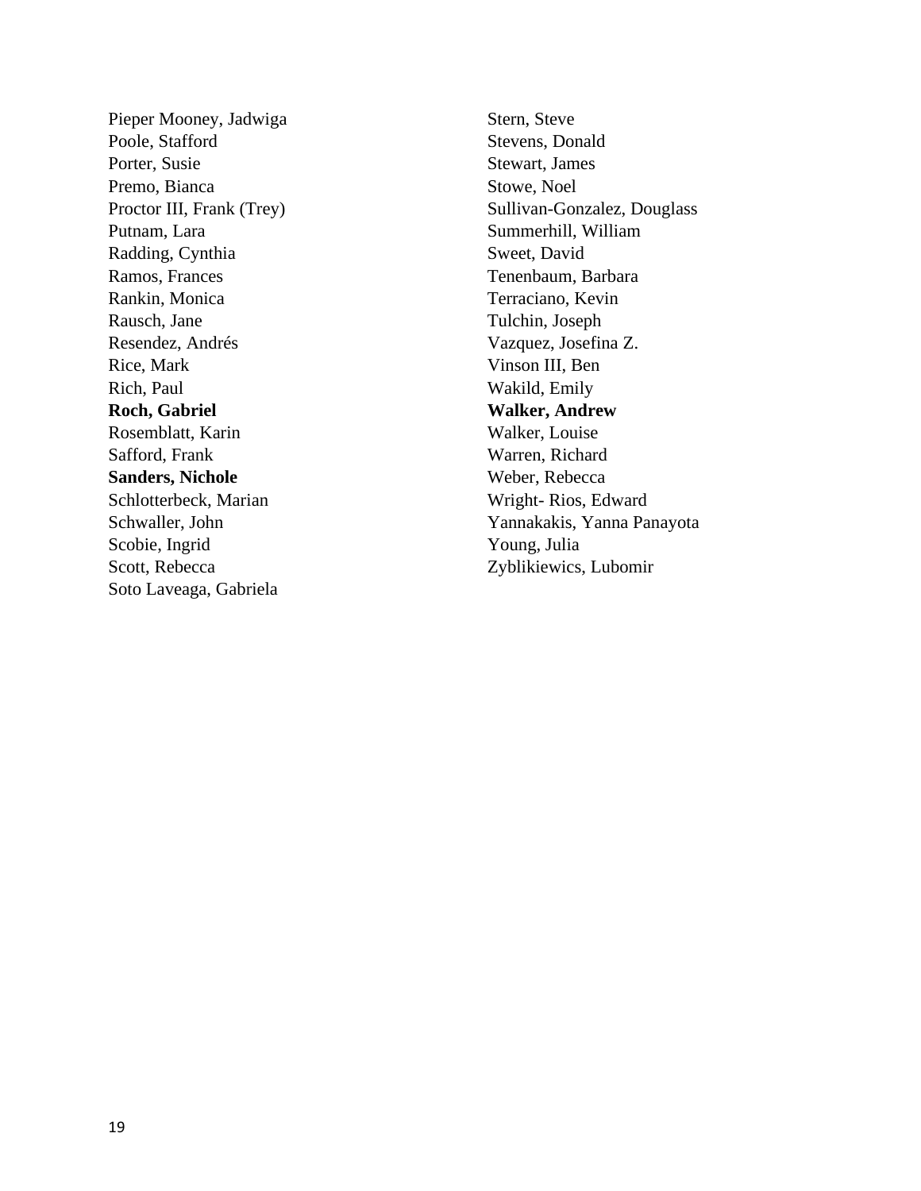Pieper Mooney, Jadwiga
Poole, Stafford
Porter, Susie
Premo, Bianca
Proctor III, Frank (Trey)
Putnam, Lara
Radding, Cynthia
Ramos, Frances
Rankin, Monica
Rausch, Jane
Resendez, Andrés
Rice, Mark
Rich, Paul
**Roch, Gabriel**
Rosemblatt, Karin
Safford, Frank
**Sanders, Nichole**
Schlotterbeck, Marian
Schwaller, John
Scobie, Ingrid
Scott, Rebecca
Soto Laveaga, Gabriela
Stern, Steve
Stevens, Donald
Stewart, James
Stowe, Noel
Sullivan-Gonzalez, Douglass
Summerhill, William
Sweet, David
Tenenbaum, Barbara
Terraciano, Kevin
Tulchin, Joseph
Vazquez, Josefina Z.
Vinson III, Ben
Wakild, Emily
**Walker, Andrew**
Walker, Louise
Warren, Richard
Weber, Rebecca
Wright- Rios, Edward
Yannakakis, Yanna Panayota
Young, Julia
Zyblikiewics, Lubomir